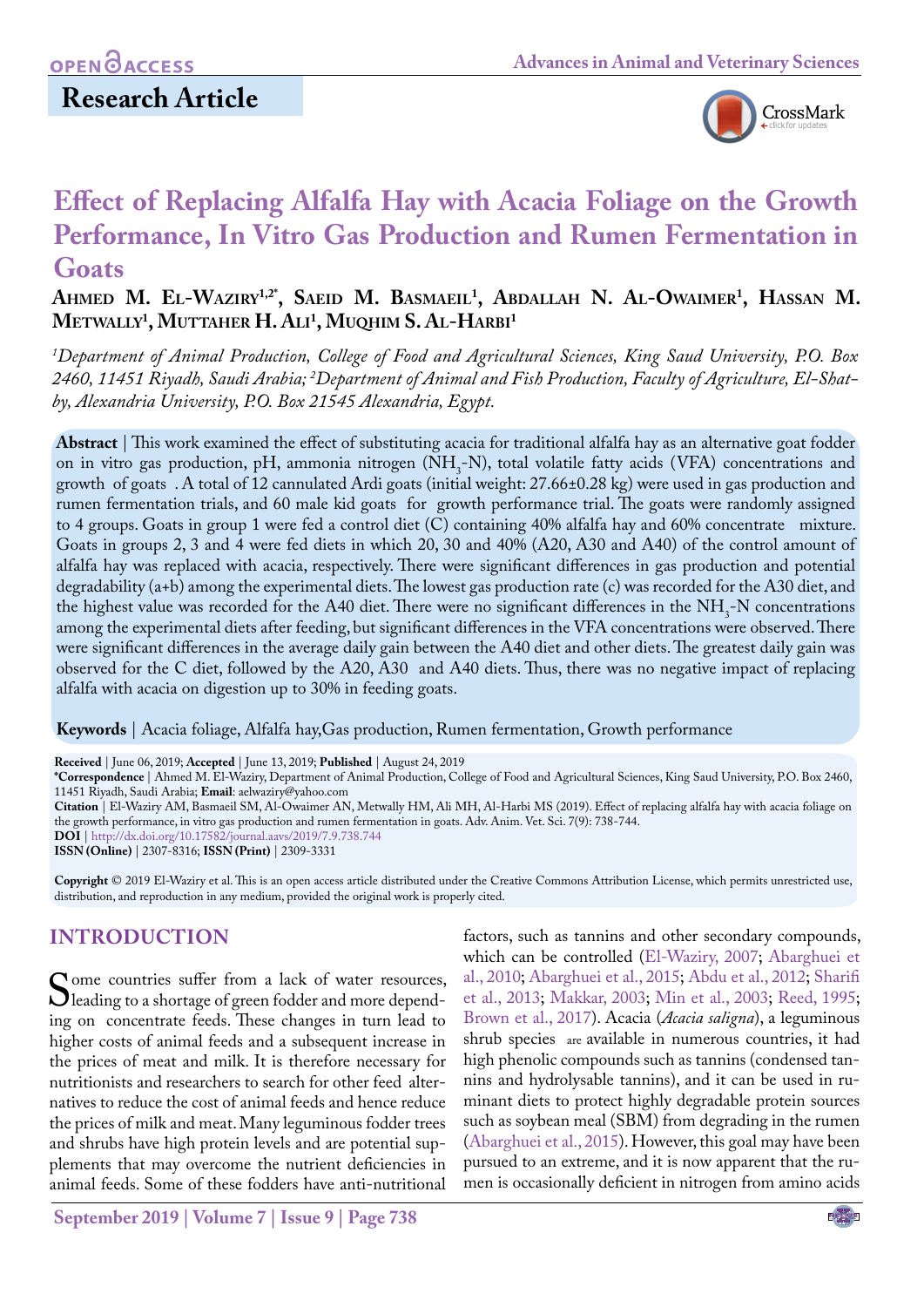Research Article

# Effect of Replacing Alfalfa Hay with Acacia Foliage on the Growth Performance, In Vitro Gas Production and Rumen Fermentation in Goats

**Ahmed M. El-Waziry[1,2*], Saeid M. Basmaeil[1], Abdallah N. Al-Owaimer[1], Hassan M. Metwally[1], Muttaher H. Ali[1], Muqhim S. Al-Harbi[1]**

*[1]Department of Animal Production, College of Food and Agricultural Sciences, King Saud University, P.O. Box 2460, 11451 Riyadh, Saudi Arabia; [2]Department of Animal and Fish Production, Faculty of Agriculture, El-Shatby, Alexandria University, P.O. Box 21545 Alexandria, Egypt.*

**Abstract** | This work examined the effect of substituting acacia for traditional alfalfa hay as an alternative goat fodder on in vitro gas production, pH, ammonia nitrogen ($NH_3$-N), total volatile fatty acids (VFA) concentrations and growth of goats . A total of 12 cannulated Ardi goats (initial weight: 27.66±0.28 kg) were used in gas production and rumen fermentation trials, and 60 male kid goats for growth performance trial. The goats were randomly assigned to 4 groups. Goats in group 1 were fed a control diet (C) containing 40% alfalfa hay and 60% concentrate mixture. Goats in groups 2, 3 and 4 were fed diets in which 20, 30 and 40% (A20, A30 and A40) of the control amount of alfalfa hay was replaced with acacia, respectively. There were significant differences in gas production and potential degradability (a+b) among the experimental diets. The lowest gas production rate (c) was recorded for the A30 diet, and the highest value was recorded for the A40 diet. There were no significant differences in the $NH_3$-N concentrations among the experimental diets after feeding, but significant differences in the VFA concentrations were observed. There were significant differences in the average daily gain between the A40 diet and other diets. The greatest daily gain was observed for the C diet, followed by the A20, A30 and A40 diets. Thus, there was no negative impact of replacing alfalfa with acacia on digestion up to 30% in feeding goats.

**Keywords** | Acacia foliage, Alfalfa hay,Gas production, Rumen fermentation, Growth performance

**Received** | June 06, 2019; **Accepted** | June 13, 2019; **Published** | August 24, 2019
**\*Correspondence** | Ahmed M. El-Waziry, Department of Animal Production, College of Food and Agricultural Sciences, King Saud University, P.O. Box 2460, 11451 Riyadh, Saudi Arabia; **Email**: aelwaziry@yahoo.com
**Citation** | El-Waziry AM, Basmaeil SM, Al-Owaimer AN, Metwally HM, Ali MH, Al-Harbi MS (2019). Effect of replacing alfalfa hay with acacia foliage on the growth performance, in vitro gas production and rumen fermentation in goats. Adv. Anim. Vet. Sci. 7(9): 738-744.
**DOI** | http://dx.doi.org/10.17582/journal.aavs/2019/7.9.738.744
**ISSN (Online)** | 2307-8316; **ISSN (Print)** | 2309-3331

**Copyright** © 2019 El-Waziry et al. This is an open access article distributed under the Creative Commons Attribution License, which permits unrestricted use, distribution, and reproduction in any medium, provided the original work is properly cited.

## INTRODUCTION

Some countries suffer from a lack of water resources, leading to a shortage of green fodder and more depending on concentrate feeds. These changes in turn lead to higher costs of animal feeds and a subsequent increase in the prices of meat and milk. It is therefore necessary for nutritionists and researchers to search for other feed alternatives to reduce the cost of animal feeds and hence reduce the prices of milk and meat. Many leguminous fodder trees and shrubs have high protein levels and are potential supplements that may overcome the nutrient deficiencies in animal feeds. Some of these fodders have anti-nutritional factors, such as tannins and other secondary compounds, which can be controlled (El-Waziry, 2007; Abarghuei et al., 2010; Abarghuei et al., 2015; Abdu et al., 2012; Sharifi et al., 2013; Makkar, 2003; Min et al., 2003; Reed, 1995; Brown et al., 2017). Acacia (*Acacia saligna*), a leguminous shrub species are available in numerous countries, it had high phenolic compounds such as tannins (condensed tannins and hydrolysable tannins), and it can be used in ruminant diets to protect highly degradable protein sources such as soybean meal (SBM) from degrading in the rumen (Abarghuei et al., 2015). However, this goal may have been pursued to an extreme, and it is now apparent that the rumen is occasionally deficient in nitrogen from amino acids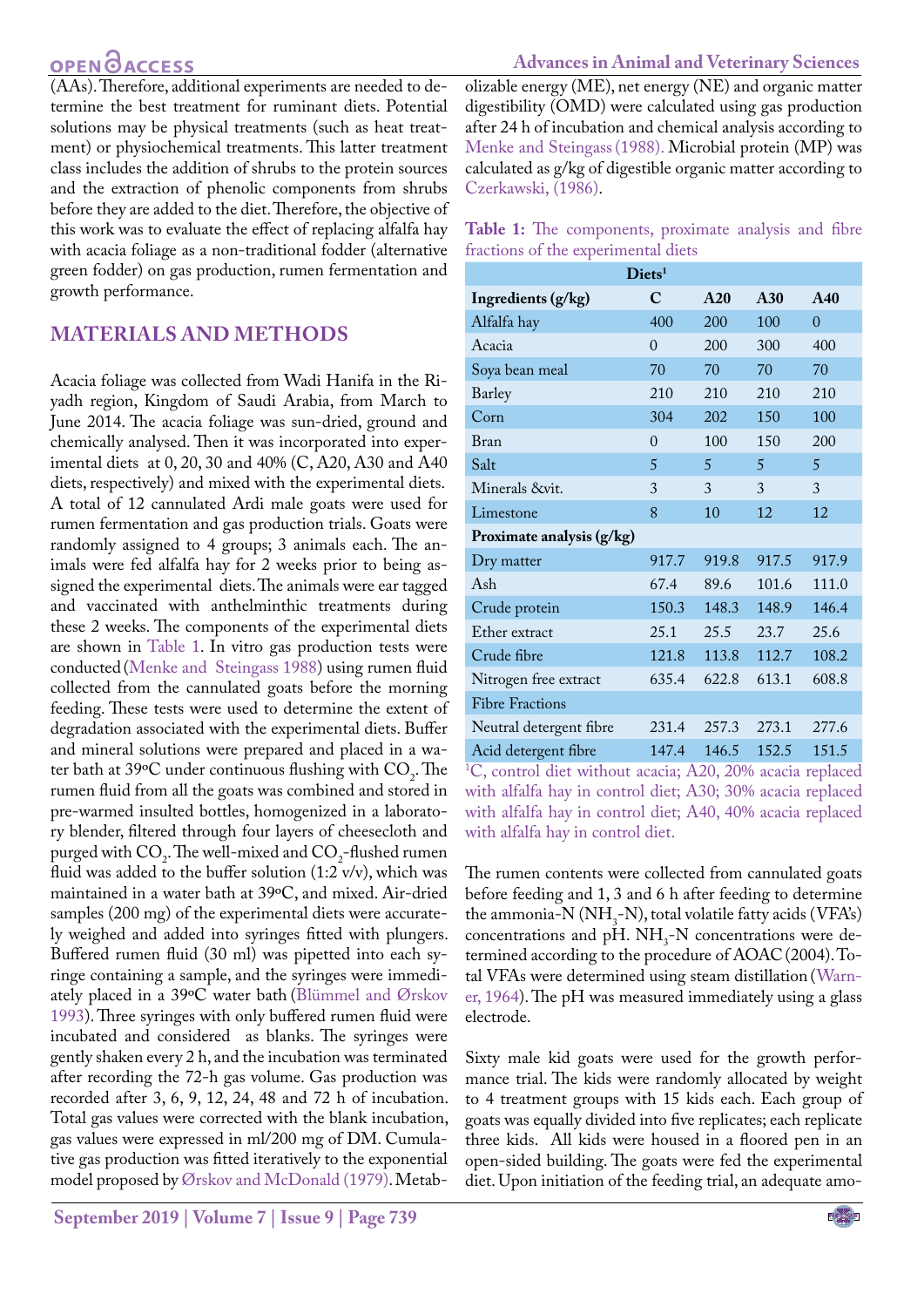(AAs). Therefore, additional experiments are needed to determine the best treatment for ruminant diets. Potential solutions may be physical treatments (such as heat treatment) or physiochemical treatments. This latter treatment class includes the addition of shrubs to the protein sources and the extraction of phenolic components from shrubs before they are added to the diet. Therefore, the objective of this work was to evaluate the effect of replacing alfalfa hay with acacia foliage as a non-traditional fodder (alternative green fodder) on gas production, rumen fermentation and growth performance.

## MATERIALS AND METHODS

Acacia foliage was collected from Wadi Hanifa in the Riyadh region, Kingdom of Saudi Arabia, from March to June 2014. The acacia foliage was sun-dried, ground and chemically analysed. Then it was incorporated into experimental diets at 0, 20, 30 and 40% (C, A20, A30 and A40 diets, respectively) and mixed with the experimental diets. A total of 12 cannulated Ardi male goats were used for rumen fermentation and gas production trials. Goats were randomly assigned to 4 groups; 3 animals each. The animals were fed alfalfa hay for 2 weeks prior to being assigned the experimental diets. The animals were ear tagged and vaccinated with anthelminthic treatments during these 2 weeks. The components of the experimental diets are shown in Table 1. In vitro gas production tests were conducted (Menke and Steingass 1988) using rumen fluid collected from the cannulated goats before the morning feeding. These tests were used to determine the extent of degradation associated with the experimental diets. Buffer and mineral solutions were prepared and placed in a water bath at 39ºC under continuous flushing with $CO_2$. The rumen fluid from all the goats was combined and stored in pre-warmed insulted bottles, homogenized in a laboratory blender, filtered through four layers of cheesecloth and purged with $CO_2$. The well-mixed and $CO_2$-flushed rumen fluid was added to the buffer solution (1:2 v/v), which was maintained in a water bath at 39ºC, and mixed. Air-dried samples (200 mg) of the experimental diets were accurately weighed and added into syringes fitted with plungers. Buffered rumen fluid (30 ml) was pipetted into each syringe containing a sample, and the syringes were immediately placed in a 39ºC water bath (Blümmel and Ørskov 1993). Three syringes with only buffered rumen fluid were incubated and considered as blanks. The syringes were gently shaken every 2 h, and the incubation was terminated after recording the 72-h gas volume. Gas production was recorded after 3, 6, 9, 12, 24, 48 and 72 h of incubation. Total gas values were corrected with the blank incubation, gas values were expressed in ml/200 mg of DM. Cumulative gas production was fitted iteratively to the exponential model proposed by Ørskov and McDonald (1979). Metabolizable energy (ME), net energy (NE) and organic matter digestibility (OMD) were calculated using gas production after 24 h of incubation and chemical analysis according to Menke and Steingass (1988). Microbial protein (MP) was calculated as g/kg of digestible organic matter according to Czerkawski, (1986).

**Table 1:** The components, proximate analysis and fibre fractions of the experimental diets

| | Diets[1] | | | |
|---|---|---|---|---|
| **Ingredients (g/kg)** | **C** | **A20** | **A30** | **A40** |
| Alfalfa hay | 400 | 200 | 100 | 0 |
| Acacia | 0 | 200 | 300 | 400 |
| Soya bean meal | 70 | 70 | 70 | 70 |
| Barley | 210 | 210 | 210 | 210 |
| Corn | 304 | 202 | 150 | 100 |
| Bran | 0 | 100 | 150 | 200 |
| Salt | 5 | 5 | 5 | 5 |
| Minerals &vit. | 3 | 3 | 3 | 3 |
| Limestone | 8 | 10 | 12 | 12 |
| **Proximate analysis (g/kg)** | | | | |
| Dry matter | 917.7 | 919.8 | 917.5 | 917.9 |
| Ash | 67.4 | 89.6 | 101.6 | 111.0 |
| Crude protein | 150.3 | 148.3 | 148.9 | 146.4 |
| Ether extract | 25.1 | 25.5 | 23.7 | 25.6 |
| Crude fibre | 121.8 | 113.8 | 112.7 | 108.2 |
| Nitrogen free extract | 635.4 | 622.8 | 613.1 | 608.8 |
| Fibre Fractions | | | | |
| Neutral detergent fibre | 231.4 | 257.3 | 273.1 | 277.6 |
| Acid detergent fibre | 147.4 | 146.5 | 152.5 | 151.5 |

[1]C, control diet without acacia; A20, 20% acacia replaced with alfalfa hay in control diet; A30; 30% acacia replaced with alfalfa hay in control diet; A40, 40% acacia replaced with alfalfa hay in control diet.

The rumen contents were collected from cannulated goats before feeding and 1, 3 and 6 h after feeding to determine the ammonia-N ($NH_3$-N), total volatile fatty acids (VFA's) concentrations and pH. $NH_3$-N concentrations were determined according to the procedure of AOAC (2004). Total VFAs were determined using steam distillation (Warner, 1964). The pH was measured immediately using a glass electrode.

Sixty male kid goats were used for the growth performance trial. The kids were randomly allocated by weight to 4 treatment groups with 15 kids each. Each group of goats was equally divided into five replicates; each replicate three kids. All kids were housed in a floored pen in an open-sided building. The goats were fed the experimental diet. Upon initiation of the feeding trial, an adequate amo-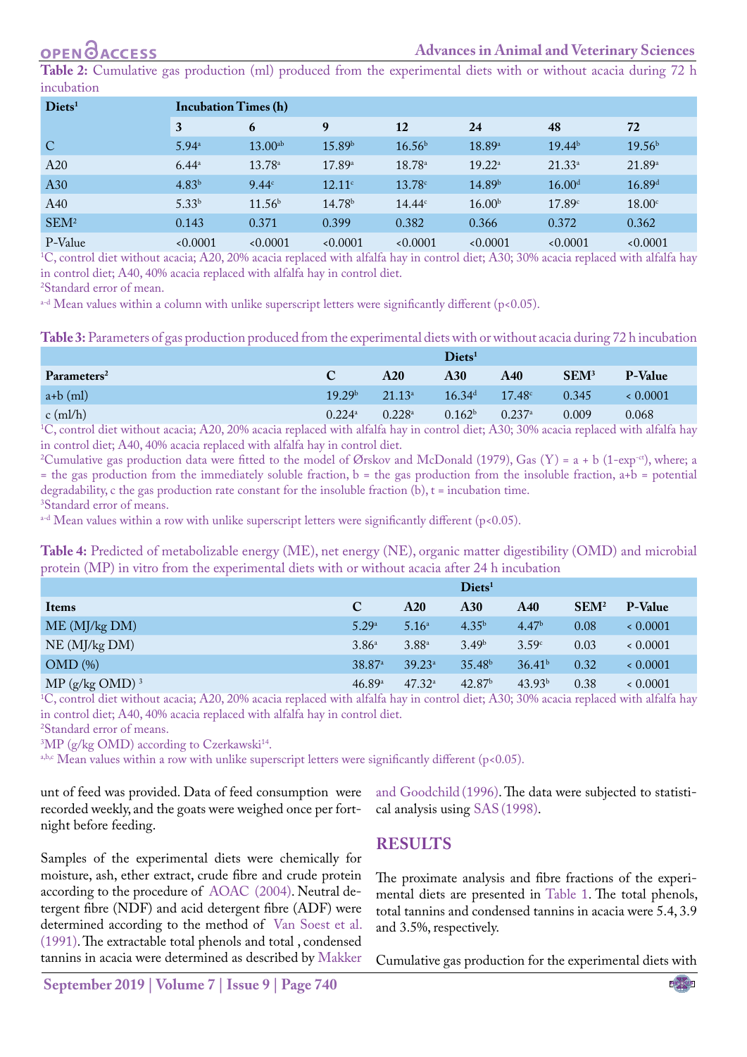**Table 2:** Cumulative gas production (ml) produced from the experimental diets with or without acacia during 72 h incubation

| Diets[1] | Incubation Times (h) | | | | | | |
|---|---|---|---|---|---|---|---|
| | 3 | 6 | 9 | 12 | 24 | 48 | 72 |
| C | 5.94[a] | 13.00[ab] | 15.89[b] | 16.56[b] | 18.89[a] | 19.44[b] | 19.56[b] |
| A20 | 6.44[a] | 13.78[a] | 17.89[a] | 18.78[a] | 19.22[a] | 21.33[a] | 21.89[a] |
| A30 | 4.83[b] | 9.44[c] | 12.11[c] | 13.78[c] | 14.89[b] | 16.00[d] | 16.89[d] |
| A40 | 5.33[b] | 11.56[b] | 14.78[b] | 14.44[c] | 16.00[b] | 17.89[c] | 18.00[c] |
| SEM[2] | 0.143 | 0.371 | 0.399 | 0.382 | 0.366 | 0.372 | 0.362 |
| P-Value | <0.0001 | <0.0001 | <0.0001 | <0.0001 | <0.0001 | <0.0001 | <0.0001 |

[1]C, control diet without acacia; A20, 20% acacia replaced with alfalfa hay in control diet; A30; 30% acacia replaced with alfalfa hay in control diet; A40, 40% acacia replaced with alfalfa hay in control diet.
[2]Standard error of mean.
[a-d] Mean values within a column with unlike superscript letters were significantly different ($p<0.05$).

**Table 3:** Parameters of gas production produced from the experimental diets with or without acacia during 72 h incubation

| Parameters[2] | Diets[1] | | | | | |
|---|---|---|---|---|---|---|
| | C | A20 | A30 | A40 | SEM[3] | P-Value |
| a+b (ml) | 19.29[b] | 21.13[a] | 16.34[d] | 17.48[c] | 0.345 | < 0.0001 |
| c (ml/h) | 0.224[a] | 0.228[a] | 0.162[b] | 0.237[a] | 0.009 | 0.068 |

[1]C, control diet without acacia; A20, 20% acacia replaced with alfalfa hay in control diet; A30; 30% acacia replaced with alfalfa hay in control diet; A40, 40% acacia replaced with alfalfa hay in control diet.
[2]Cumulative gas production data were fitted to the model of Ørskov and McDonald (1979), Gas (Y) = a + b (1-exp$^{-ct}$), where; a = the gas production from the immediately soluble fraction, b = the gas production from the insoluble fraction, a+b = potential degradability, c the gas production rate constant for the insoluble fraction (b), t = incubation time.
[3]Standard error of means.
[a-d] Mean values within a row with unlike superscript letters were significantly different ($p<0.05$).

**Table 4:** Predicted of metabolizable energy (ME), net energy (NE), organic matter digestibility (OMD) and microbial protein (MP) in vitro from the experimental diets with or without acacia after 24 h incubation

| Items | Diets[1] | | | | | |
|---|---|---|---|---|---|---|
| | C | A20 | A30 | A40 | SEM[2] | P-Value |
| ME (MJ/kg DM) | 5.29[a] | 5.16[a] | 4.35[b] | 4.47[b] | 0.08 | < 0.0001 |
| NE (MJ/kg DM) | 3.86[a] | 3.88[a] | 3.49[b] | 3.59[c] | 0.03 | < 0.0001 |
| OMD (%) | 38.87[a] | 39.23[a] | 35.48[b] | 36.41[b] | 0.32 | < 0.0001 |
| MP (g/kg OMD) [3] | 46.89[a] | 47.32[a] | 42.87[b] | 43.93[b] | 0.38 | < 0.0001 |

[1]C, control diet without acacia; A20, 20% acacia replaced with alfalfa hay in control diet; A30; 30% acacia replaced with alfalfa hay in control diet; A40, 40% acacia replaced with alfalfa hay in control diet.
[2]Standard error of means.
[3]MP (g/kg OMD) according to Czerkawski[14].
[a,b,c] Mean values within a row with unlike superscript letters were significantly different ($p<0.05$).

unt of feed was provided. Data of feed consumption were recorded weekly, and the goats were weighed once per fortnight before feeding.

Samples of the experimental diets were chemically for moisture, ash, ether extract, crude fibre and crude protein according to the procedure of AOAC (2004). Neutral detergent fibre (NDF) and acid detergent fibre (ADF) were determined according to the method of Van Soest et al. (1991). The extractable total phenols and total , condensed tannins in acacia were determined as described by Makker and Goodchild (1996). The data were subjected to statistical analysis using SAS (1998).

## RESULTS

The proximate analysis and fibre fractions of the experimental diets are presented in Table 1. The total phenols, total tannins and condensed tannins in acacia were 5.4, 3.9 and 3.5%, respectively.

Cumulative gas production for the experimental diets with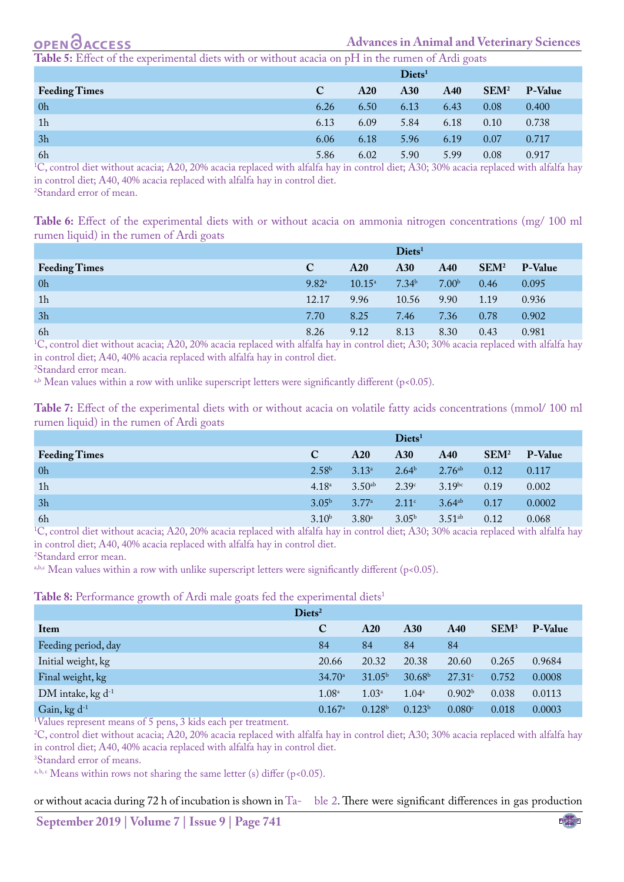**Table 5:** Effect of the experimental diets with or without acacia on pH in the rumen of Ardi goats

| | Diets[1] | | | | | |
|---|---|---|---|---|---|---|
| **Feeding Times** | **C** | **A20** | **A30** | **A40** | **SEM[2]** | **P-Value** |
| 0h | 6.26 | 6.50 | 6.13 | 6.43 | 0.08 | 0.400 |
| 1h | 6.13 | 6.09 | 5.84 | 6.18 | 0.10 | 0.738 |
| 3h | 6.06 | 6.18 | 5.96 | 6.19 | 0.07 | 0.717 |
| 6h | 5.86 | 6.02 | 5.90 | 5.99 | 0.08 | 0.917 |

[1]C, control diet without acacia; A20, 20% acacia replaced with alfalfa hay in control diet; A30; 30% acacia replaced with alfalfa hay in control diet; A40, 40% acacia replaced with alfalfa hay in control diet.
[2]Standard error of mean.

**Table 6:** Effect of the experimental diets with or without acacia on ammonia nitrogen concentrations (mg/ 100 ml rumen liquid) in the rumen of Ardi goats

| | Diets[1] | | | | | |
|---|---|---|---|---|---|---|
| **Feeding Times** | **C** | **A20** | **A30** | **A40** | **SEM[2]** | **P-Value** |
| 0h | 9.82[a] | 10.15[a] | 7.34[b] | 7.00[b] | 0.46 | 0.095 |
| 1h | 12.17 | 9.96 | 10.56 | 9.90 | 1.19 | 0.936 |
| 3h | 7.70 | 8.25 | 7.46 | 7.36 | 0.78 | 0.902 |
| 6h | 8.26 | 9.12 | 8.13 | 8.30 | 0.43 | 0.981 |

[1]C, control diet without acacia; A20, 20% acacia replaced with alfalfa hay in control diet; A30; 30% acacia replaced with alfalfa hay in control diet; A40, 40% acacia replaced with alfalfa hay in control diet.
[2]Standard error mean.
[a,b] Mean values within a row with unlike superscript letters were significantly different ($p<0.05$).

**Table 7:** Effect of the experimental diets with or without acacia on volatile fatty acids concentrations (mmol/ 100 ml rumen liquid) in the rumen of Ardi goats

| | Diets[1] | | | | | |
|---|---|---|---|---|---|---|
| **Feeding Times** | **C** | **A20** | **A30** | **A40** | **SEM[2]** | **P-Value** |
| 0h | 2.58[b] | 3.13[a] | 2.64[b] | 2.76[ab] | 0.12 | 0.117 |
| 1h | 4.18[a] | 3.50[ab] | 2.39[c] | 3.19[bc] | 0.19 | 0.002 |
| 3h | 3.05[b] | 3.77[a] | 2.11[c] | 3.64[ab] | 0.17 | 0.0002 |
| 6h | 3.10[b] | 3.80[a] | 3.05[b] | 3.51[ab] | 0.12 | 0.068 |

[1]C, control diet without acacia; A20, 20% acacia replaced with alfalfa hay in control diet; A30; 30% acacia replaced with alfalfa hay in control diet; A40, 40% acacia replaced with alfalfa hay in control diet.
[2]Standard error mean.
[a,b,c] Mean values within a row with unlike superscript letters were significantly different ($p<0.05$).

**Table 8:** Performance growth of Ardi male goats fed the experimental diets[1]

| | Diets[2] | | | | | |
|---|---|---|---|---|---|---|
| **Item** | **C** | **A20** | **A30** | **A40** | **SEM[3]** | **P-Value** |
| Feeding period, day | 84 | 84 | 84 | 84 | | |
| Initial weight, kg | 20.66 | 20.32 | 20.38 | 20.60 | 0.265 | 0.9684 |
| Final weight, kg | 34.70[a] | 31.05[b] | 30.68[b] | 27.31[c] | 0.752 | 0.0008 |
| DM intake, kg $d^{-1}$ | 1.08[a] | 1.03[a] | 1.04[a] | 0.902[b] | 0.038 | 0.0113 |
| Gain, kg $d^{-1}$ | 0.167[a] | 0.128[b] | 0.123[b] | 0.080[c] | 0.018 | 0.0003 |

[1]Values represent means of 5 pens, 3 kids each per treatment.
[2]C, control diet without acacia; A20, 20% acacia replaced with alfalfa hay in control diet; A30; 30% acacia replaced with alfalfa hay in control diet; A40, 40% acacia replaced with alfalfa hay in control diet.
[3]Standard error of means.
[a, b, c] Means within rows not sharing the same letter (s) differ ($p<0.05$).

or without acacia during 72 h of incubation is shown in Table 2. There were significant differences in gas production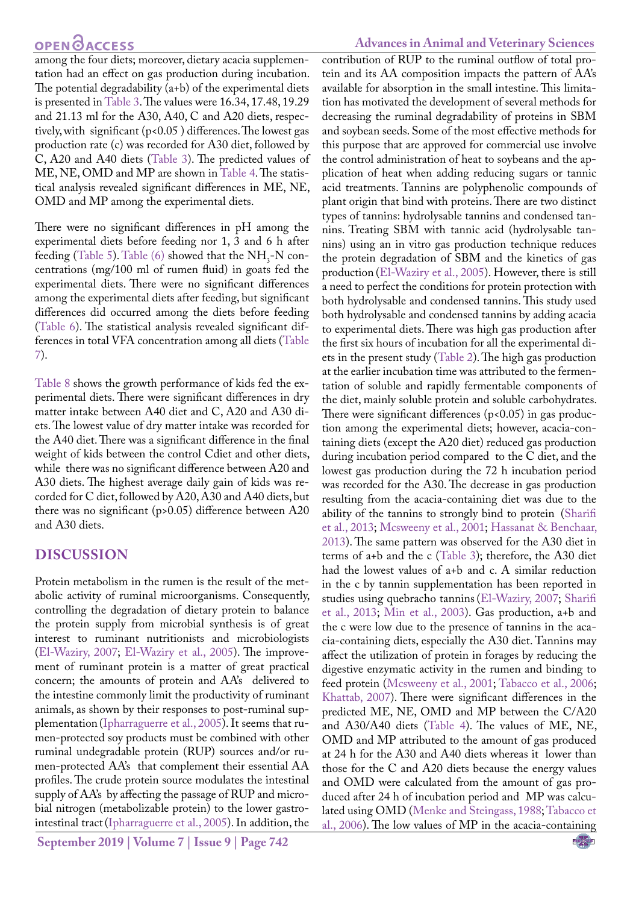among the four diets; moreover, dietary acacia supplementation had an effect on gas production during incubation. The potential degradability (a+b) of the experimental diets is presented in Table 3. The values were 16.34, 17.48, 19.29 and 21.13 ml for the A30, A40, C and A20 diets, respectively, with significant ($p<0.05$ ) differences. The lowest gas production rate (c) was recorded for A30 diet, followed by C, A20 and A40 diets (Table 3). The predicted values of ME, NE, OMD and MP are shown in Table 4. The statistical analysis revealed significant differences in ME, NE, OMD and MP among the experimental diets.

There were no significant differences in pH among the experimental diets before feeding nor 1, 3 and 6 h after feeding (Table 5). Table (6) showed that the $NH_3$-N concentrations (mg/100 ml of rumen fluid) in goats fed the experimental diets. There were no significant differences among the experimental diets after feeding, but significant differences did occurred among the diets before feeding (Table 6). The statistical analysis revealed significant differences in total VFA concentration among all diets (Table 7).

Table 8 shows the growth performance of kids fed the experimental diets. There were significant differences in dry matter intake between A40 diet and C, A20 and A30 diets. The lowest value of dry matter intake was recorded for the A40 diet. There was a significant difference in the final weight of kids between the control Cdiet and other diets, while there was no significant difference between A20 and A30 diets. The highest average daily gain of kids was recorded for C diet, followed by A20, A30 and A40 diets, but there was no significant ($p>0.05$) difference between A20 and A30 diets.

## DISCUSSION

Protein metabolism in the rumen is the result of the metabolic activity of ruminal microorganisms. Consequently, controlling the degradation of dietary protein to balance the protein supply from microbial synthesis is of great interest to ruminant nutritionists and microbiologists (El-Waziry, 2007; El-Waziry et al., 2005). The improvement of ruminant protein is a matter of great practical concern; the amounts of protein and AA's delivered to the intestine commonly limit the productivity of ruminant animals, as shown by their responses to post-ruminal supplementation (Ipharraguerre et al., 2005). It seems that rumen-protected soy products must be combined with other ruminal undegradable protein (RUP) sources and/or rumen-protected AA's that complement their essential AA profiles. The crude protein source modulates the intestinal supply of AA's by affecting the passage of RUP and microbial nitrogen (metabolizable protein) to the lower gastrointestinal tract (Ipharraguerre et al., 2005). In addition, the contribution of RUP to the ruminal outflow of total protein and its AA composition impacts the pattern of AA's available for absorption in the small intestine. This limitation has motivated the development of several methods for decreasing the ruminal degradability of proteins in SBM and soybean seeds. Some of the most effective methods for this purpose that are approved for commercial use involve the control administration of heat to soybeans and the application of heat when adding reducing sugars or tannic acid treatments. Tannins are polyphenolic compounds of plant origin that bind with proteins. There are two distinct types of tannins: hydrolysable tannins and condensed tannins. Treating SBM with tannic acid (hydrolysable tannins) using an in vitro gas production technique reduces the protein degradation of SBM and the kinetics of gas production (El-Waziry et al., 2005). However, there is still a need to perfect the conditions for protein protection with both hydrolysable and condensed tannins. This study used both hydrolysable and condensed tannins by adding acacia to experimental diets. There was high gas production after the first six hours of incubation for all the experimental diets in the present study (Table 2). The high gas production at the earlier incubation time was attributed to the fermentation of soluble and rapidly fermentable components of the diet, mainly soluble protein and soluble carbohydrates. There were significant differences ($p<0.05$) in gas production among the experimental diets; however, acacia-containing diets (except the A20 diet) reduced gas production during incubation period compared to the C diet, and the lowest gas production during the 72 h incubation period was recorded for the A30. The decrease in gas production resulting from the acacia-containing diet was due to the ability of the tannins to strongly bind to protein (Sharifi et al., 2013; Mcsweeny et al., 2001; Hassanat & Benchaar, 2013). The same pattern was observed for the A30 diet in terms of a+b and the c (Table 3); therefore, the A30 diet had the lowest values of a+b and c. A similar reduction in the c by tannin supplementation has been reported in studies using quebracho tannins (El-Waziry, 2007; Sharifi et al., 2013; Min et al., 2003). Gas production, a+b and the c were low due to the presence of tannins in the acacia-containing diets, especially the A30 diet. Tannins may affect the utilization of protein in forages by reducing the digestive enzymatic activity in the rumen and binding to feed protein (Mcsweeny et al., 2001; Tabacco et al., 2006; Khattab, 2007). There were significant differences in the predicted ME, NE, OMD and MP between the C/A20 and A30/A40 diets (Table 4). The values of ME, NE, OMD and MP attributed to the amount of gas produced at 24 h for the A30 and A40 diets whereas it lower than those for the C and A20 diets because the energy values and OMD were calculated from the amount of gas produced after 24 h of incubation period and MP was calculated using OMD (Menke and Steingass, 1988; Tabacco et al., 2006). The low values of MP in the acacia-containing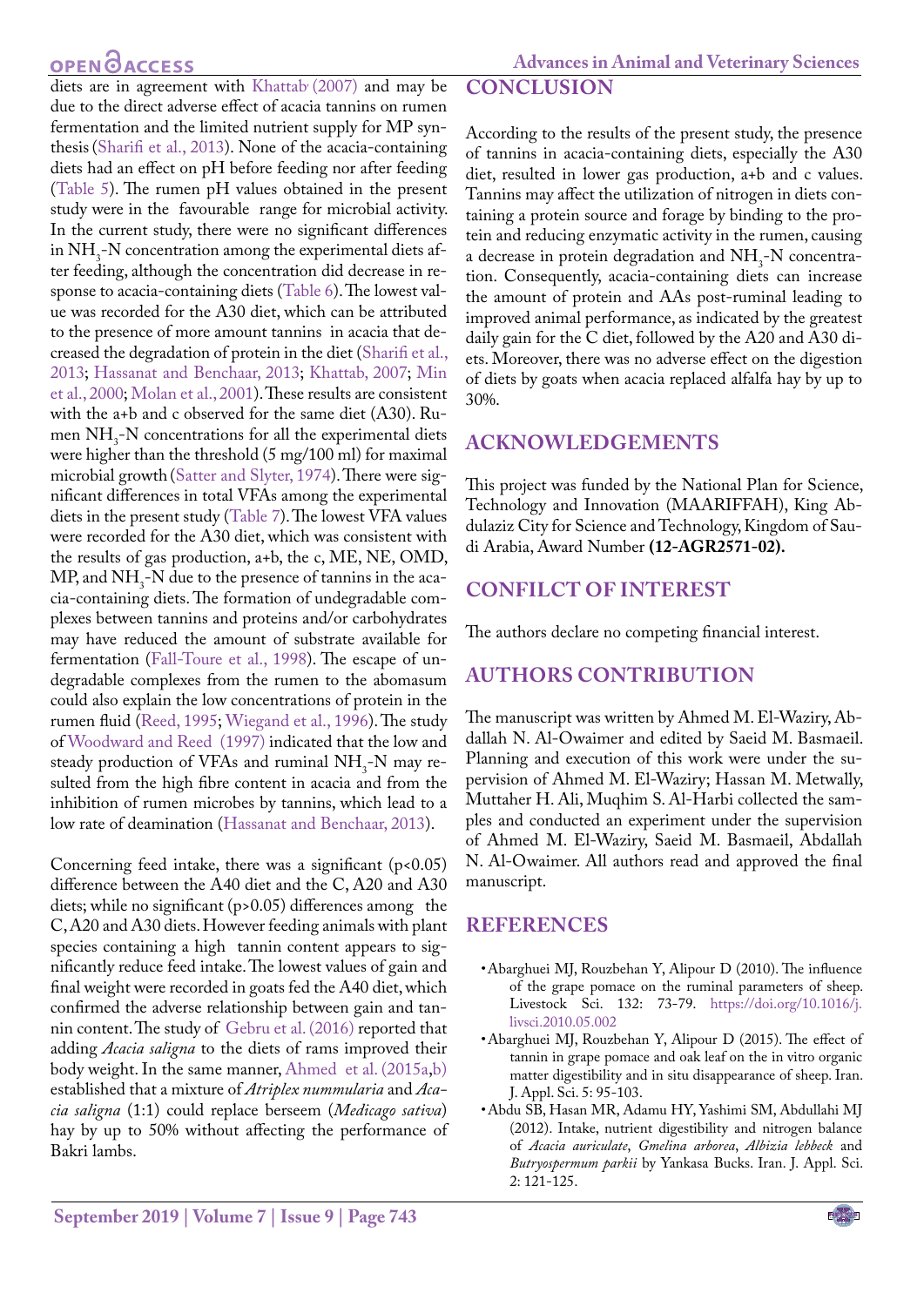diets are in agreement with Khattab (2007) and may be due to the direct adverse effect of acacia tannins on rumen fermentation and the limited nutrient supply for MP synthesis (Sharifi et al., 2013). None of the acacia-containing diets had an effect on pH before feeding nor after feeding (Table 5). The rumen pH values obtained in the present study were in the favourable range for microbial activity. In the current study, there were no significant differences in $NH_3$-N concentration among the experimental diets after feeding, although the concentration did decrease in response to acacia-containing diets (Table 6). The lowest value was recorded for the A30 diet, which can be attributed to the presence of more amount tannins in acacia that decreased the degradation of protein in the diet (Sharifi et al., 2013; Hassanat and Benchaar, 2013; Khattab, 2007; Min et al., 2000; Molan et al., 2001). These results are consistent with the a+b and c observed for the same diet (A30). Rumen $NH_3$-N concentrations for all the experimental diets were higher than the threshold (5 mg/100 ml) for maximal microbial growth (Satter and Slyter, 1974). There were significant differences in total VFAs among the experimental diets in the present study (Table 7). The lowest VFA values were recorded for the A30 diet, which was consistent with the results of gas production, a+b, the c, ME, NE, OMD, MP, and $NH_3$-N due to the presence of tannins in the acacia-containing diets. The formation of undegradable complexes between tannins and proteins and/or carbohydrates may have reduced the amount of substrate available for fermentation (Fall-Toure et al., 1998). The escape of undegradable complexes from the rumen to the abomasum could also explain the low concentrations of protein in the rumen fluid (Reed, 1995; Wiegand et al., 1996). The study of Woodward and Reed (1997) indicated that the low and steady production of VFAs and ruminal $NH_3$-N may resulted from the high fibre content in acacia and from the inhibition of rumen microbes by tannins, which lead to a low rate of deamination (Hassanat and Benchaar, 2013).

Concerning feed intake, there was a significant ($p<0.05$) difference between the A40 diet and the C, A20 and A30 diets; while no significant ($p>0.05$) differences among the C, A20 and A30 diets. However feeding animals with plant species containing a high tannin content appears to significantly reduce feed intake. The lowest values of gain and final weight were recorded in goats fed the A40 diet, which confirmed the adverse relationship between gain and tannin content. The study of Gebru et al. (2016) reported that adding *Acacia saligna* to the diets of rams improved their body weight. In the same manner, Ahmed et al. (2015a,b) established that a mixture of *Atriplex nummularia* and *Acacia saligna* (1:1) could replace berseem (*Medicago sativa*) hay by up to 50% without affecting the performance of Bakri lambs.

## CONCLUSION

According to the results of the present study, the presence of tannins in acacia-containing diets, especially the A30 diet, resulted in lower gas production, a+b and c values. Tannins may affect the utilization of nitrogen in diets containing a protein source and forage by binding to the protein and reducing enzymatic activity in the rumen, causing a decrease in protein degradation and $NH_3$-N concentration. Consequently, acacia-containing diets can increase the amount of protein and AAs post-ruminal leading to improved animal performance, as indicated by the greatest daily gain for the C diet, followed by the A20 and A30 diets. Moreover, there was no adverse effect on the digestion of diets by goats when acacia replaced alfalfa hay by up to 30%.

## ACKNOWLEDGEMENTS

This project was funded by the National Plan for Science, Technology and Innovation (MAARIFFAH), King Abdulaziz City for Science and Technology, Kingdom of Saudi Arabia, Award Number **(12-AGR2571-02).**

## CONFILCT OF INTEREST

The authors declare no competing financial interest.

## AUTHORS CONTRIBUTION

The manuscript was written by Ahmed M. El-Waziry, Abdallah N. Al-Owaimer and edited by Saeid M. Basmaeil. Planning and execution of this work were under the supervision of Ahmed M. El-Waziry; Hassan M. Metwally, Muttaher H. Ali, Muqhim S. Al-Harbi collected the samples and conducted an experiment under the supervision of Ahmed M. El-Waziry, Saeid M. Basmaeil, Abdallah N. Al-Owaimer. All authors read and approved the final manuscript.

## REFERENCES

- Abarghuei MJ, Rouzbehan Y, Alipour D (2010). The influence of the grape pomace on the ruminal parameters of sheep. Livestock Sci. 132: 73-79. https://doi.org/10.1016/j.livsci.2010.05.002
- Abarghuei MJ, Rouzbehan Y, Alipour D (2015). The effect of tannin in grape pomace and oak leaf on the in vitro organic matter digestibility and in situ disappearance of sheep. Iran. J. Appl. Sci. 5: 95-103.
- Abdu SB, Hasan MR, Adamu HY, Yashimi SM, Abdullahi MJ (2012). Intake, nutrient digestibility and nitrogen balance of *Acacia auriculate*, *Gmelina arborea*, *Albizia lebbeck* and *Butryospermum parkii* by Yankasa Bucks. Iran. J. Appl. Sci. 2: 121-125.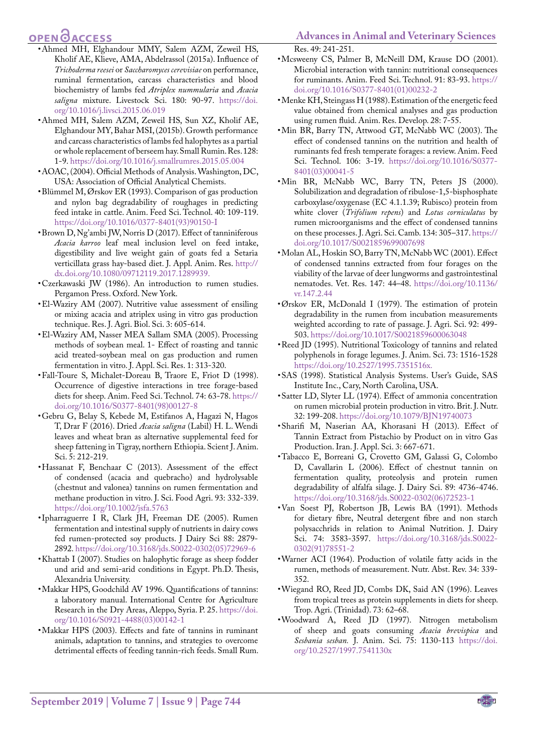- Ahmed MH, Elghandour MMY, Salem AZM, Zeweil HS, Kholif AE, Klieve, AMA, Abdelrassol (2015a). Influence of *Trichoderma reesei* or *Saccharomyces cerevisiae* on performance, ruminal fermentation, carcass characteristics and blood biochemistry of lambs fed *Atriplex nummularia* and *Acacia saligna* mixture. Livestock Sci. 180: 90-97. https://doi.org/10.1016/j.livsci.2015.06.019
- Ahmed MH, Salem AZM, Zeweil HS, Sun XZ, Kholif AE, Elghandour MY, Bahar MSI, (2015b). Growth performance and carcass characteristics of lambs fed halophytes as a partial or whole replacement of berseem hay. Small Rumin. Res. 128: 1-9. https://doi.org/10.1016/j.smallrumres.2015.05.004
- AOAC, (2004). Official Methods of Analysis. Washington, DC, USA: Association of Official Analytical Chemists.
- Blümmel M, Ørskov ER (1993). Comparison of gas production and nylon bag degradability of roughages in predicting feed intake in cattle. Anim. Feed Sci. Technol. 40: 109-119. https://doi.org/10.1016/0377-8401(93)90150-I
- Brown D, Ng'ambi JW, Norris D (2017). Effect of tanniniferous *Acacia karroo* leaf meal inclusion level on feed intake, digestibility and live weight gain of goats fed a Setaria verticillata grass hay-based diet. J. Appl. Anim. Res. http://dx.doi.org/10.1080/09712119.2017.1289939.
- Czerkawaski JW (1986). An introduction to rumen studies. Pergamon Press. Oxford. New York.
- El-Waziry AM (2007). Nutritive value assessment of ensiling or mixing acacia and atriplex using in vitro gas production technique. Res. J. Agri. Biol. Sci. 3: 605-614.
- El-Waziry AM, Nasser MEA Sallam SMA (2005). Processing methods of soybean meal. 1- Effect of roasting and tannic acid treated-soybean meal on gas production and rumen fermentation in vitro. J. Appl. Sci. Res. 1: 313-320.
- Fall-Toure S, Michalet-Doreau B, Traore E, Friot D (1998). Occurrence of digestive interactions in tree forage-based diets for sheep. Anim. Feed Sci. Technol. 74: 63-78. https://doi.org/10.1016/S0377-8401(98)00127-8
- Gebru G, Belay S, Kebede M, Estifanos A, Hagazi N, Hagos T, Drar F (2016). Dried *Acacia saligna* (Labil) H. L. Wendi leaves and wheat bran as alternative supplemental feed for sheep fattening in Tigray, northern Ethiopia. Scient J. Anim. Sci. 5: 212-219.
- Hassanat F, Benchaar C (2013). Assessment of the effect of condensed (acacia and quebracho) and hydrolysable (chestnut and valonea) tannins on rumen fermentation and methane production in vitro. J. Sci. Food Agri. 93: 332-339. https://doi.org/10.1002/jsfa.5763
- Ipharraguerre I R, Clark JH, Freeman DE (2005). Rumen fermentation and intestinal supply of nutrients in dairy cows fed rumen-protected soy products. J Dairy Sci 88: 2879-2892. https://doi.org/10.3168/jds.S0022-0302(05)72969-6
- Khattab I (2007). Studies on halophytic forage as sheep fodder und arid and semi-arid conditions in Egypt. Ph.D. Thesis, Alexandria University.
- Makkar HPS, Goodchild AV 1996. Quantifications of tannins: a laboratory manual. International Centre for Agriculture Research in the Dry Areas, Aleppo, Syria. P. 25. https://doi.org/10.1016/S0921-4488(03)00142-1
- Makkar HPS (2003). Effects and fate of tannins in ruminant animals, adaptation to tannins, and strategies to overcome detrimental effects of feeding tannin-rich feeds. Small Rum. Res. 49: 241-251.
- Mcsweeny CS, Palmer B, McNeill DM, Krause DO (2001). Microbial interaction with tannin: nutritional consequences for ruminants. Anim. Feed Sci. Technol. 91: 83-93. https://doi.org/10.1016/S0377-8401(01)00232-2
- Menke KH, Steingass H (1988). Estimation of the energetic feed value obtained from chemical analyses and gas production using rumen fluid. Anim. Res. Develop. 28: 7-55.
- Min BR, Barry TN, Attwood GT, McNabb WC (2003). The effect of condensed tannins on the nutrition and health of ruminants fed fresh temperate forages: a review. Anim. Feed Sci. Technol. 106: 3-19. https://doi.org/10.1016/S0377-8401(03)00041-5
- Min BR, McNabb WC, Barry TN, Peters JS (2000). Solubilization and degradation of ribulose-1,5-bisphosphate carboxylase/oxygenase (EC 4.1.1.39; Rubisco) protein from white clover (*Trifolium repens*) and *Lotus corniculatus* by rumen microorganisms and the effect of condensed tannins on these processes. J. Agri. Sci. Camb. 134: 305–317. https://doi.org/10.1017/S0021859699007698
- Molan AL, Hoskin SO, Barry TN, McNabb WC (2001). Effect of condensed tannins extracted from four forages on the viability of the larvae of deer lungworms and gastrointestinal nematodes. Vet. Res. 147: 44–48. https://doi.org/10.1136/vr.147.2.44
- Ørskov ER, McDonald I (1979). The estimation of protein degradability in the rumen from incubation measurements weighted according to rate of passage. J. Agri. Sci. 92: 499-503. https://doi.org/10.1017/S0021859600063048
- Reed JD (1995). Nutritional Toxicology of tannins and related polyphenols in forage legumes. J. Anim. Sci. 73: 1516-1528 https://doi.org/10.2527/1995.7351516x.
- SAS (1998). Statistical Analysis Systems. User's Guide, SAS Institute Inc., Cary, North Carolina, USA.
- Satter LD, Slyter LL (1974). Effect of ammonia concentration on rumen microbial protein production in vitro. Brit. J. Nutr. 32: 199-208. https://doi.org/10.1079/BJN19740073
- Sharifi M, Naserian AA, Khorasani H (2013). Effect of Tannin Extract from Pistachio by Product on in vitro Gas Production. Iran. J. Appl. Sci. 3: 667-671.
- Tabacco E, Borreani G, Crovetto GM, Galassi G, Colombo D, Cavallarin L (2006). Effect of chestnut tannin on fermentation quality, proteolysis and protein rumen degradability of alfalfa silage. J. Dairy Sci. 89: 4736-4746. https://doi.org/10.3168/jds.S0022-0302(06)72523-1
- Van Soest PJ, Robertson JB, Lewis BA (1991). Methods for dietary fibre, Neutral detergent fibre and non starch polysacchrids in relation to Animal Nutrition. J. Dairy Sci. 74: 3583-3597. https://doi.org/10.3168/jds.S0022-0302(91)78551-2
- Warner ACI (1964). Production of volatile fatty acids in the rumen, methods of measurement. Nutr. Abst. Rev. 34: 339-352.
- Wiegand RO, Reed JD, Combs DK, Said AN (1996). Leaves from tropical trees as protein supplements in diets for sheep. Trop. Agri. (Trinidad). 73: 62–68.
- Woodward A, Reed JD (1997). Nitrogen metabolism of sheep and goats consuming *Acacia brevispica* and *Sesbania sesban.* J. Anim. Sci. 75: 1130-113 https://doi.org/10.2527/1997.7541130x